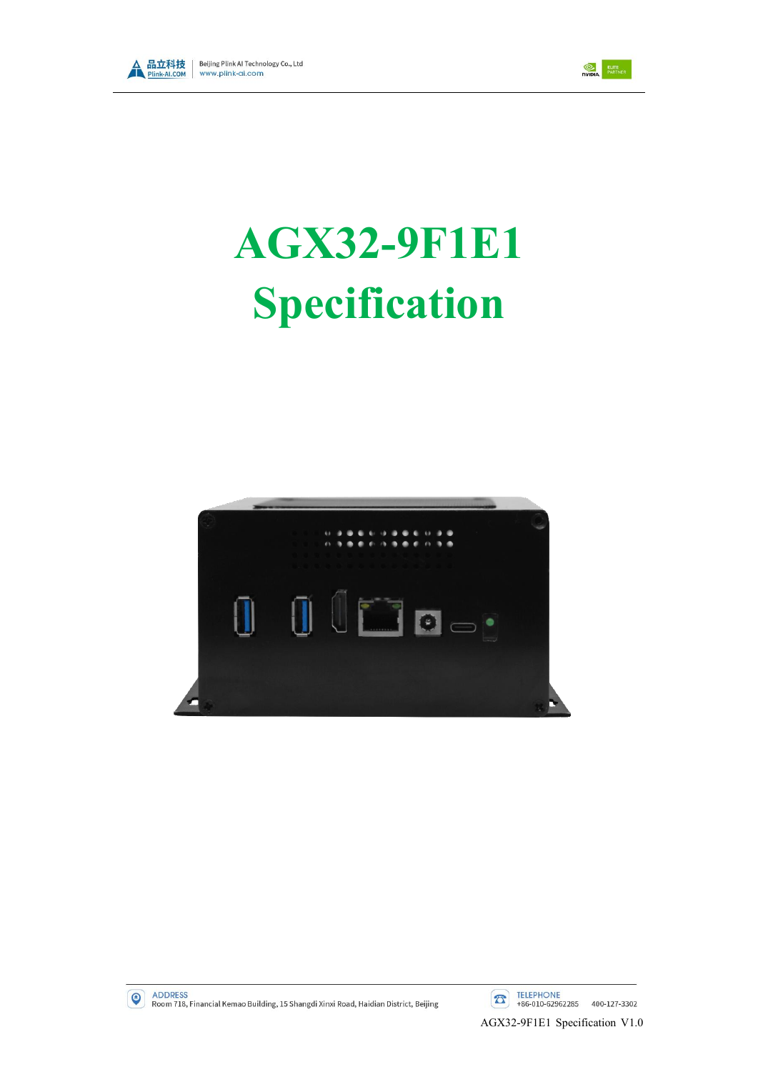# AGX32-9F1E1

# Specification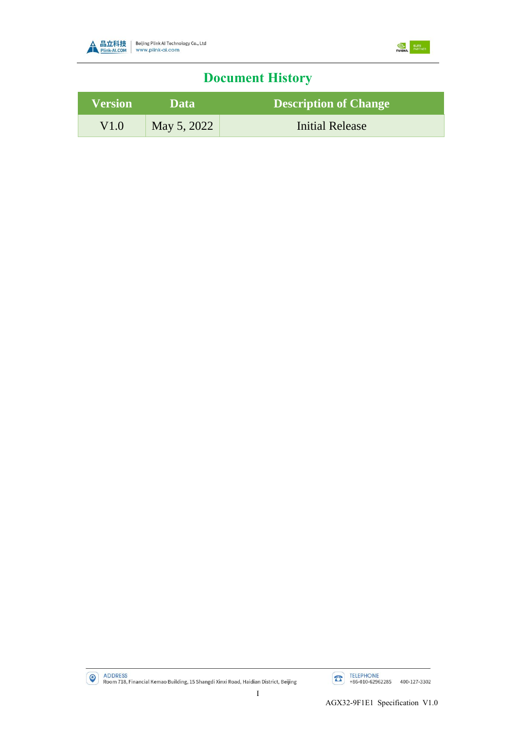# Document History

| Version | Data | Description of Change |
| --- | --- | --- |
| V1.0 | May 5, 2022 | Initial Release |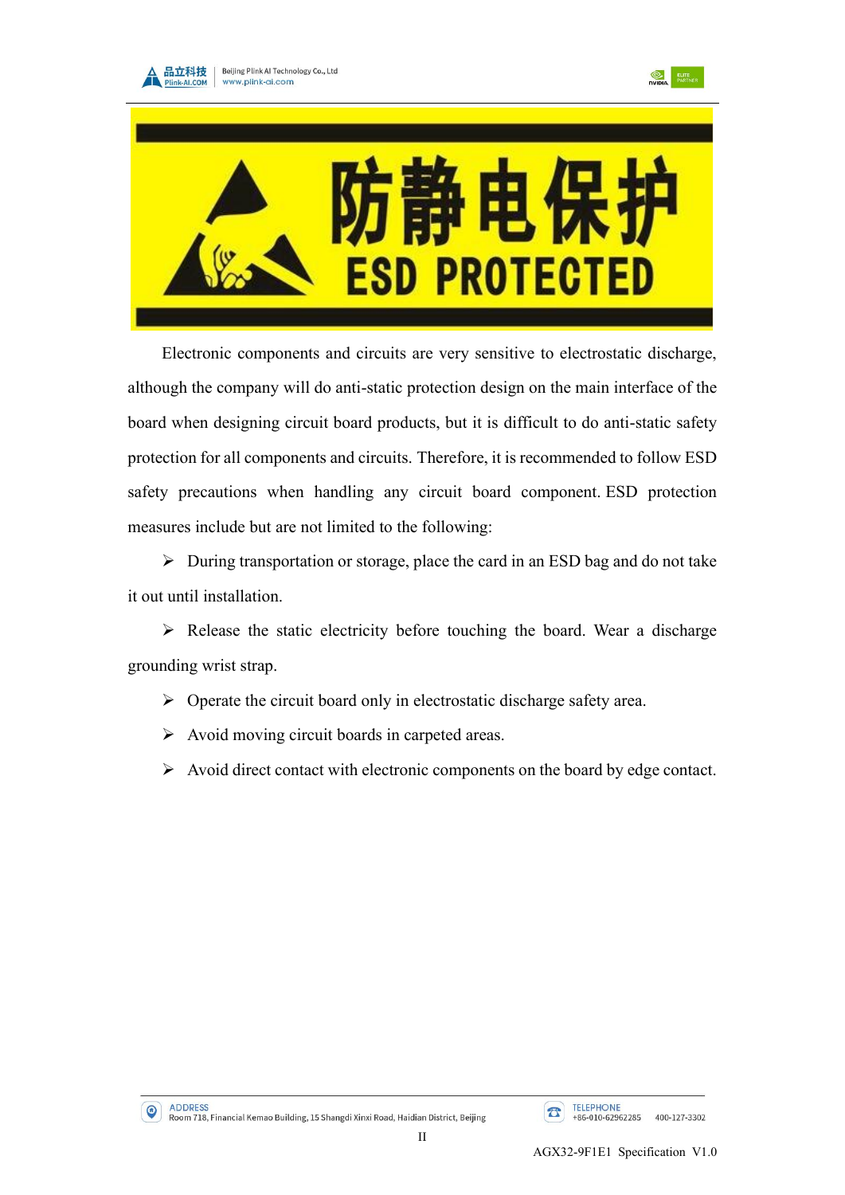防静电保护

ESD PROTECTED

Electronic components and circuits are very sensitive to electrostatic discharge, although the company will do anti-static protection design on the main interface of the board when designing circuit board products, but it is difficult to do anti-static safety protection for all components and circuits. Therefore, it is recommended to follow ESD safety precautions when handling any circuit board component. ESD protection measures include but are not limited to the following:

- During transportation or storage, place the card in an ESD bag and do not take it out until installation.
- Release the static electricity before touching the board. Wear a discharge grounding wrist strap.
- Operate the circuit board only in electrostatic discharge safety area.
- Avoid moving circuit boards in carpeted areas.
- Avoid direct contact with electronic components on the board by edge contact.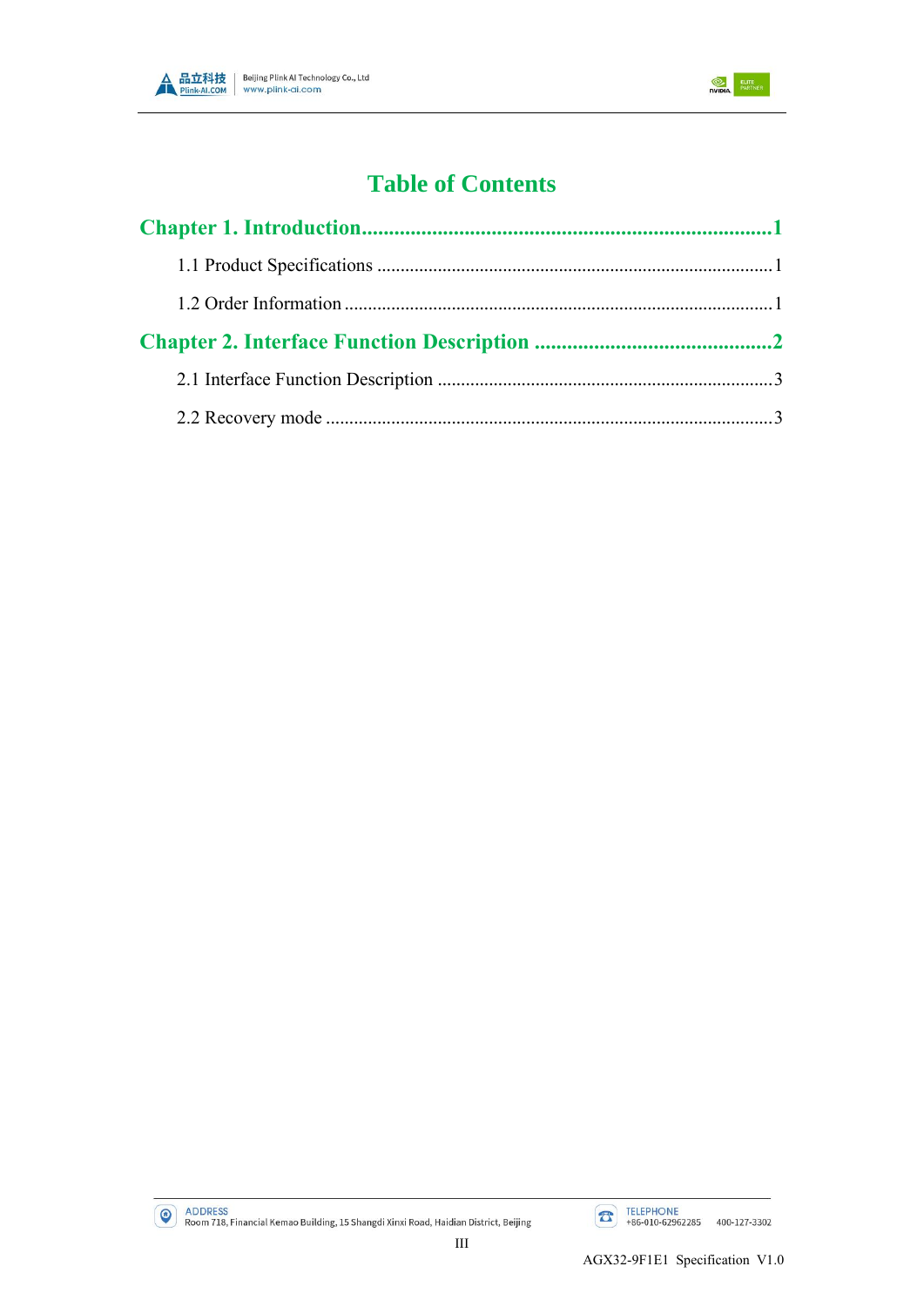# Table of Contents

**Chapter 1. Introduction........................................................................1**

1.1 Product Specifications ......................................................................1

1.2 Order Information ............................................................................1

**Chapter 2. Interface Function Description ............................................2**

2.1 Interface Function Description .........................................................3

2.2 Recovery mode ...............................................................................3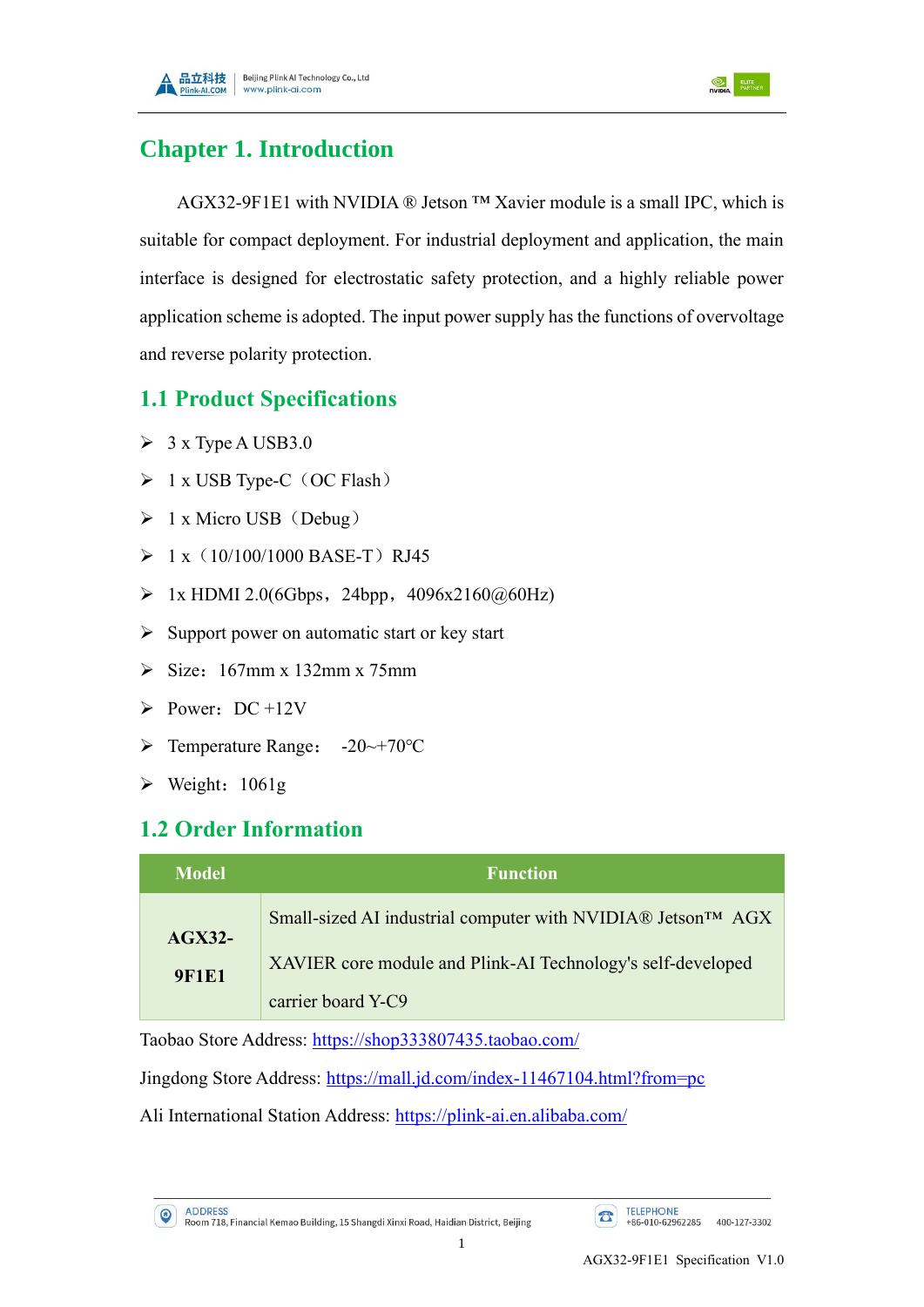# Chapter 1. Introduction

AGX32-9F1E1 with NVIDIA ® Jetson ™ Xavier module is a small IPC, which is suitable for compact deployment. For industrial deployment and application, the main interface is designed for electrostatic safety protection, and a highly reliable power application scheme is adopted. The input power supply has the functions of overvoltage and reverse polarity protection.

## 1.1 Product Specifications

- 3 x Type A USB3.0
- 1 x USB Type-C（OC Flash）
- 1 x Micro USB（Debug）
- 1 x（10/100/1000 BASE-T）RJ45
- 1x HDMI 2.0(6Gbps，24bpp，4096x2160@60Hz)
- Support power on automatic start or key start
- Size：167mm x 132mm x 75mm
- Power：DC +12V
- Temperature Range： -20~+70℃
- Weight：1061g

## 1.2 Order Information

| Model | Function |
|---|---|
| **AGX32-9F1E1** | Small-sized AI industrial computer with NVIDIA® Jetson™ AGX XAVIER core module and Plink-AI Technology's self-developed carrier board Y-C9 |

Taobao Store Address: https://shop333807435.taobao.com/

Jingdong Store Address: https://mall.jd.com/index-11467104.html?from=pc

Ali International Station Address: https://plink-ai.en.alibaba.com/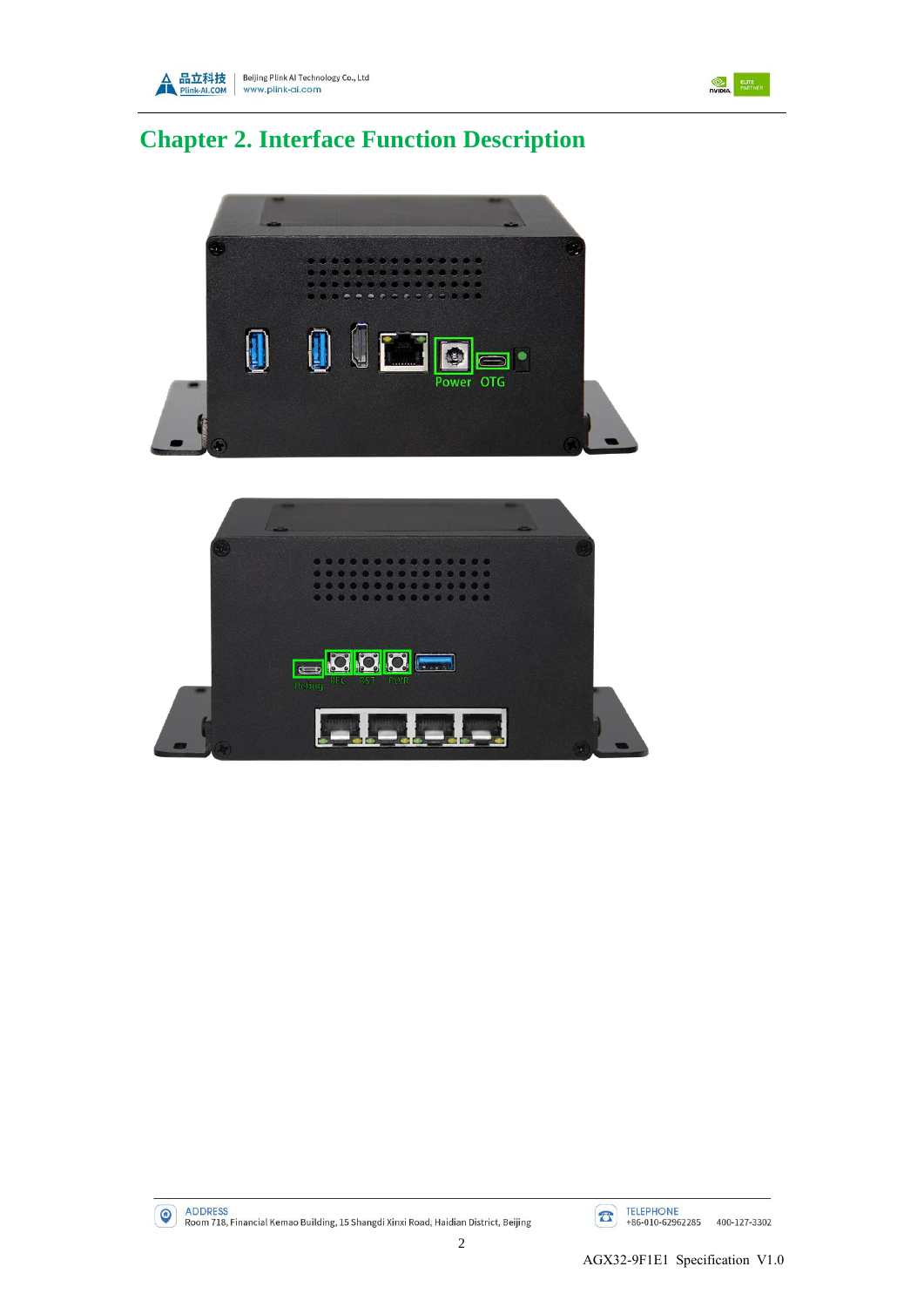# Chapter 2. Interface Function Description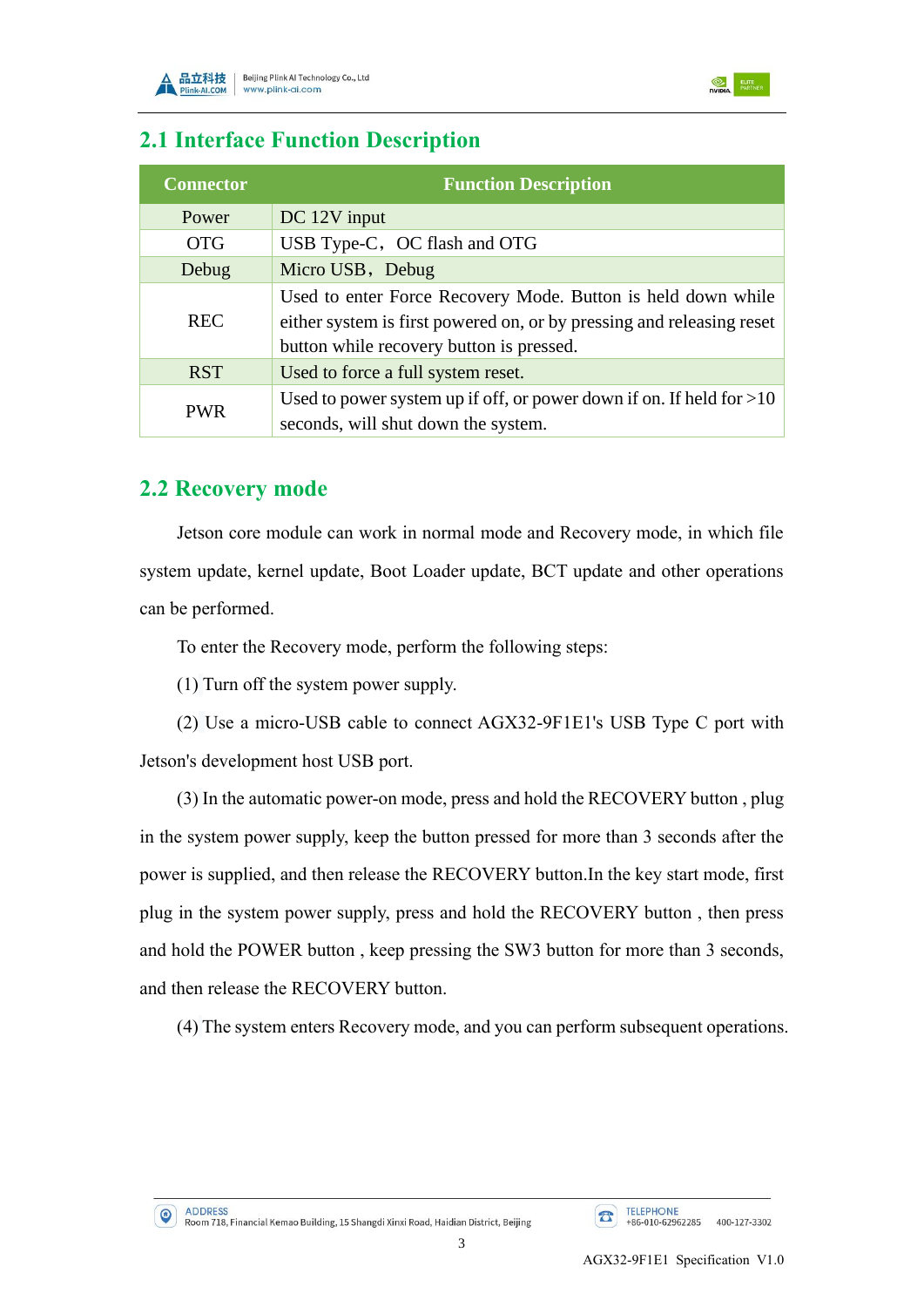## 2.1 Interface Function Description

| Connector | Function Description |
|---|---|
| Power | DC 12V input |
| OTG | USB Type-C， OC flash and OTG |
| Debug | Micro USB， Debug |
| REC | Used to enter Force Recovery Mode. Button is held down while either system is first powered on, or by pressing and releasing reset button while recovery button is pressed. |
| RST | Used to force a full system reset. |
| PWR | Used to power system up if off, or power down if on. If held for >10 seconds, will shut down the system. |

## 2.2 Recovery mode

Jetson core module can work in normal mode and Recovery mode, in which file system update, kernel update, Boot Loader update, BCT update and other operations can be performed.

To enter the Recovery mode, perform the following steps:

(1) Turn off the system power supply.

(2) Use a micro-USB cable to connect AGX32-9F1E1's USB Type C port with Jetson's development host USB port.

(3) In the automatic power-on mode, press and hold the RECOVERY button , plug in the system power supply, keep the button pressed for more than 3 seconds after the power is supplied, and then release the RECOVERY button.In the key start mode, first plug in the system power supply, press and hold the RECOVERY button , then press and hold the POWER button , keep pressing the SW3 button for more than 3 seconds, and then release the RECOVERY button.

(4) The system enters Recovery mode, and you can perform subsequent operations.